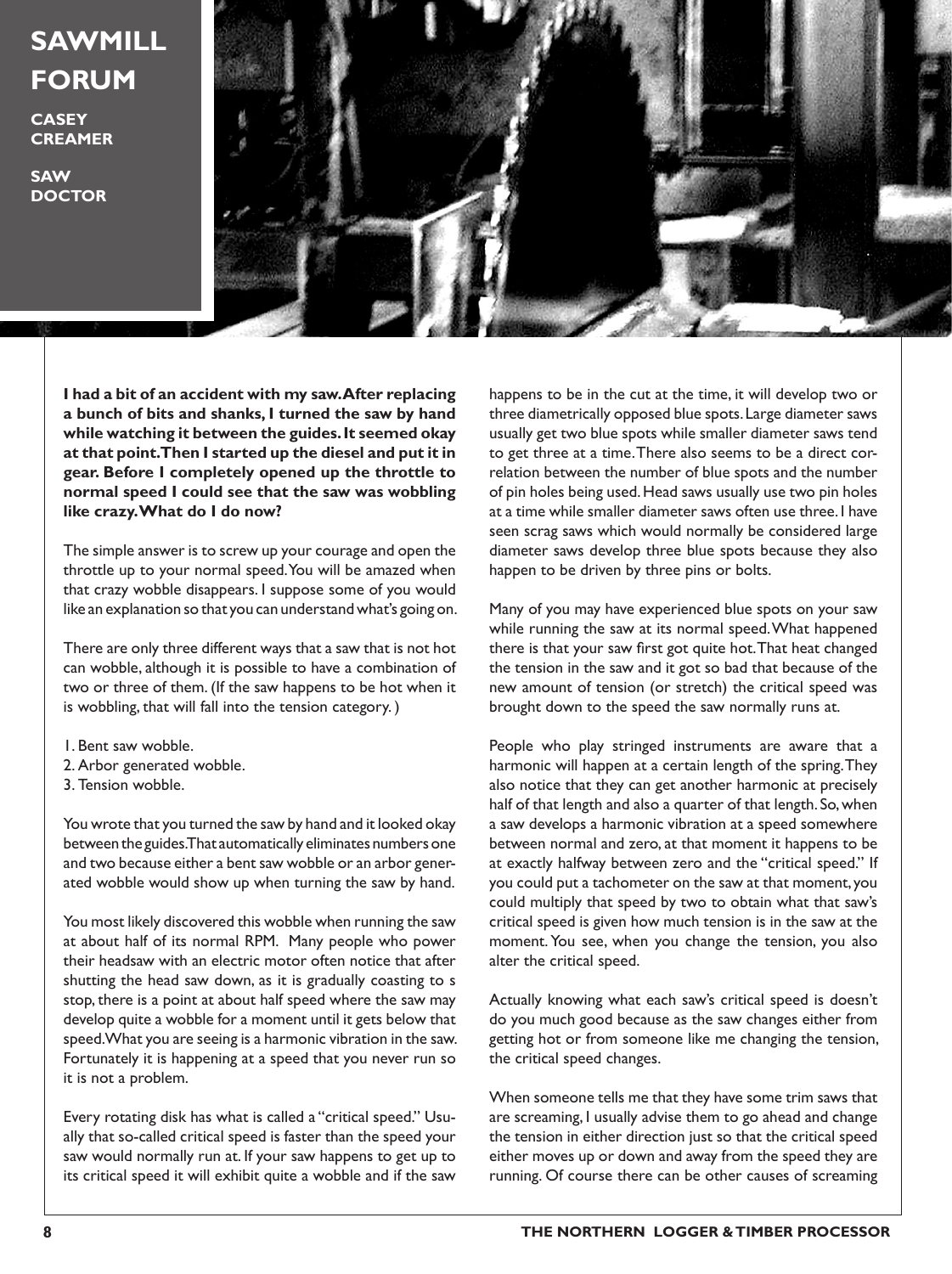# SAWMILL FORUM

**CASEY CREAMER**

**SAW DOCTOR**

**I had a bit of an accident with my saw. After replacing a bunch of bits and shanks, I turned the saw by hand while watching it between the guides. It seemed okay at that point. Then I started up the diesel and put it in gear. Before I completely opened up the throttle to normal speed I could see that the saw was wobbling like crazy. What do I do now?**

The simple answer is to screw up your courage and open the throttle up to your normal speed. You will be amazed when that crazy wobble disappears. I suppose some of you would like an explanation so that you can understand what's going on.

There are only three different ways that a saw that is not hot can wobble, although it is possible to have a combination of two or three of them. (If the saw happens to be hot when it is wobbling, that will fall into the tension category. )

1. Bent saw wobble.
2. Arbor generated wobble.
3. Tension wobble.

You wrote that you turned the saw by hand and it looked okay between the guides. That automatically eliminates numbers one and two because either a bent saw wobble or an arbor generated wobble would show up when turning the saw by hand.

You most likely discovered this wobble when running the saw at about half of its normal RPM. Many people who power their headsaw with an electric motor often notice that after shutting the head saw down, as it is gradually coasting to s stop, there is a point at about half speed where the saw may develop quite a wobble for a moment until it gets below that speed. What you are seeing is a harmonic vibration in the saw. Fortunately it is happening at a speed that you never run so it is not a problem.

Every rotating disk has what is called a "critical speed." Usually that so-called critical speed is faster than the speed your saw would normally run at. If your saw happens to get up to its critical speed it will exhibit quite a wobble and if the saw happens to be in the cut at the time, it will develop two or three diametrically opposed blue spots. Large diameter saws usually get two blue spots while smaller diameter saws tend to get three at a time. There also seems to be a direct correlation between the number of blue spots and the number of pin holes being used. Head saws usually use two pin holes at a time while smaller diameter saws often use three. I have seen scrag saws which would normally be considered large diameter saws develop three blue spots because they also happen to be driven by three pins or bolts.

Many of you may have experienced blue spots on your saw while running the saw at its normal speed. What happened there is that your saw first got quite hot. That heat changed the tension in the saw and it got so bad that because of the new amount of tension (or stretch) the critical speed was brought down to the speed the saw normally runs at.

People who play stringed instruments are aware that a harmonic will happen at a certain length of the spring. They also notice that they can get another harmonic at precisely half of that length and also a quarter of that length. So, when a saw develops a harmonic vibration at a speed somewhere between normal and zero, at that moment it happens to be at exactly halfway between zero and the "critical speed." If you could put a tachometer on the saw at that moment, you could multiply that speed by two to obtain what that saw's critical speed is given how much tension is in the saw at the moment. You see, when you change the tension, you also alter the critical speed.

Actually knowing what each saw's critical speed is doesn't do you much good because as the saw changes either from getting hot or from someone like me changing the tension, the critical speed changes.

When someone tells me that they have some trim saws that are screaming, I usually advise them to go ahead and change the tension in either direction just so that the critical speed either moves up or down and away from the speed they are running. Of course there can be other causes of screaming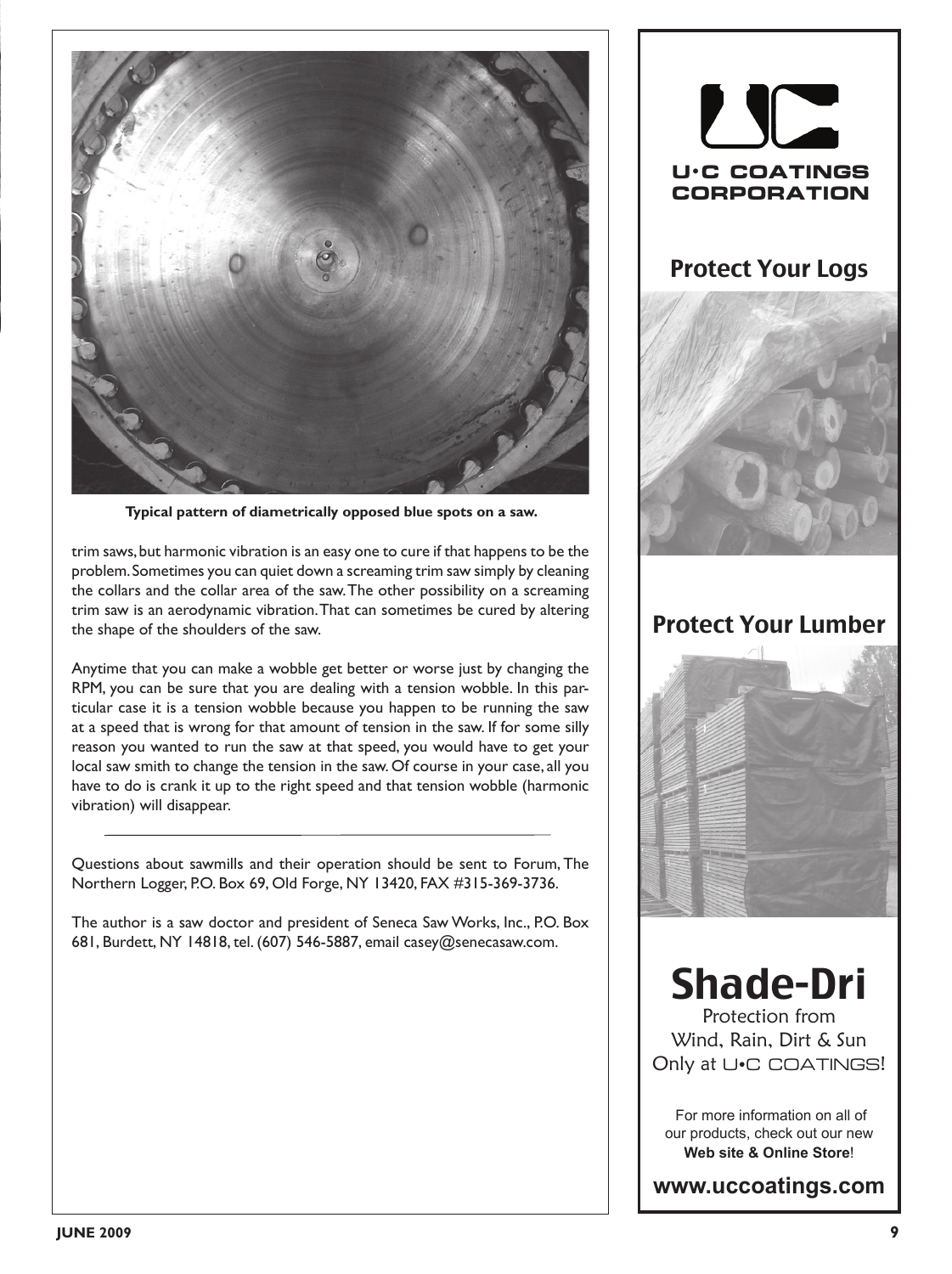Typical pattern of diametrically opposed blue spots on a saw.

trim saws, but harmonic vibration is an easy one to cure if that happens to be the problem. Sometimes you can quiet down a screaming trim saw simply by cleaning the collars and the collar area of the saw. The other possibility on a screaming trim saw is an aerodynamic vibration. That can sometimes be cured by altering the shape of the shoulders of the saw.

Anytime that you can make a wobble get better or worse just by changing the RPM, you can be sure that you are dealing with a tension wobble. In this particular case it is a tension wobble because you happen to be running the saw at a speed that is wrong for that amount of tension in the saw. If for some silly reason you wanted to run the saw at that speed, you would have to get your local saw smith to change the tension in the saw. Of course in your case, all you have to do is crank it up to the right speed and that tension wobble (harmonic vibration) will disappear.

---

Questions about sawmills and their operation should be sent to Forum, The Northern Logger, P.O. Box 69, Old Forge, NY 13420, FAX #315-369-3736.

The author is a saw doctor and president of Seneca Saw Works, Inc., P.O. Box 681, Burdett, NY 14818, tel. (607) 546-5887, email casey@senecasaw.com.

U•C COATINGS CORPORATION

**Protect Your Logs**

**Protect Your Lumber**

# Shade-Dri

Protection from
Wind, Rain, Dirt & Sun
Only at U•C COATINGS!

For more information on all of our products, check out our new **Web site & Online Store**!

**www.uccoatings.com**